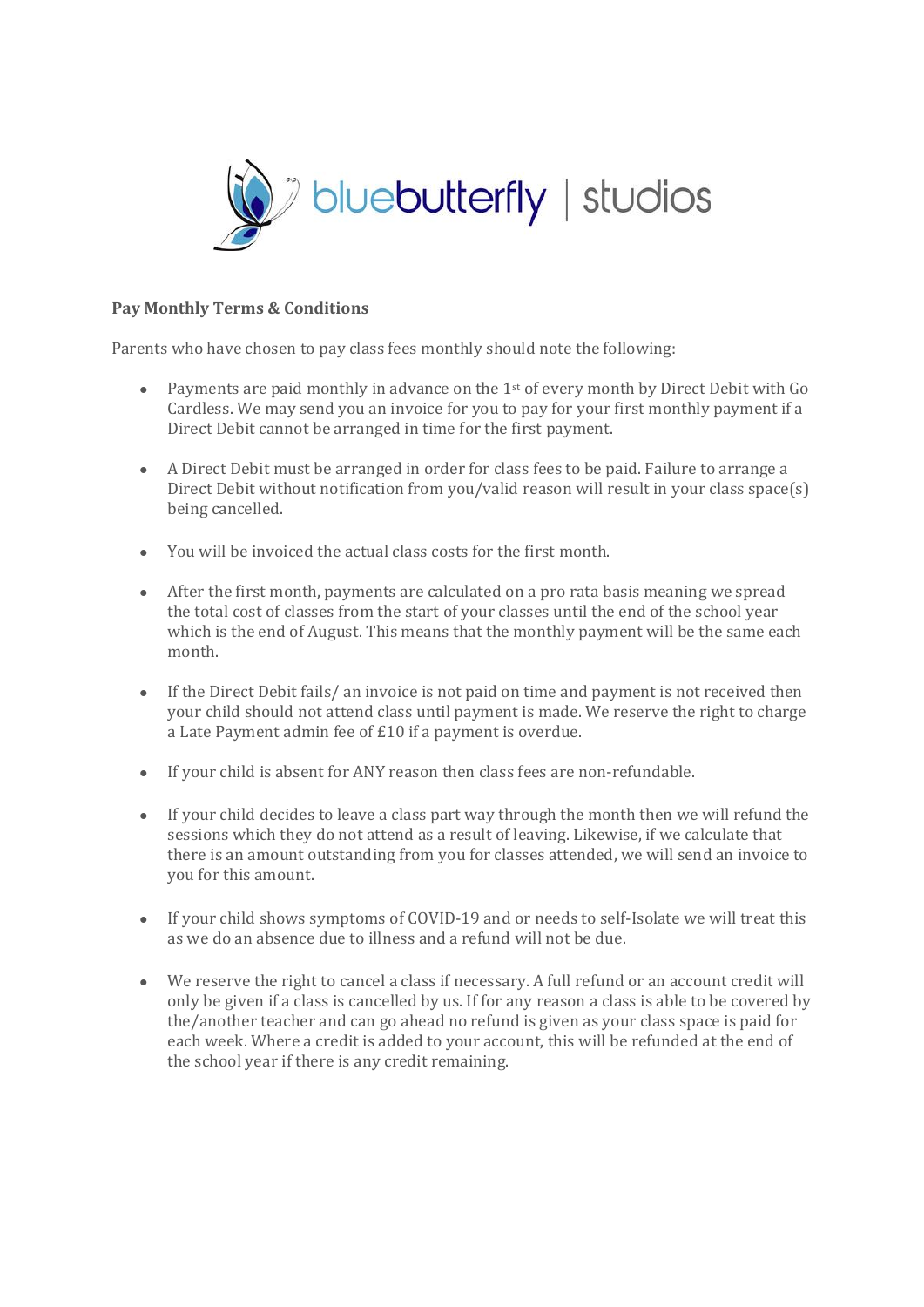**Pay Monthly Terms & Conditions**

Parents who have chosen to pay class fees monthly should note the following:

- Payments are paid monthly in advance on the 1st of every month by Direct Debit with Go Cardless. We may send you an invoice for you to pay for your first monthly payment if a Direct Debit cannot be arranged in time for the first payment.

- A Direct Debit must be arranged in order for class fees to be paid. Failure to arrange a Direct Debit without notification from you/valid reason will result in your class space(s) being cancelled.

- You will be invoiced the actual class costs for the first month.

- After the first month, payments are calculated on a pro rata basis meaning we spread the total cost of classes from the start of your classes until the end of the school year which is the end of August. This means that the monthly payment will be the same each month.

- If the Direct Debit fails/ an invoice is not paid on time and payment is not received then your child should not attend class until payment is made. We reserve the right to charge a Late Payment admin fee of £10 if a payment is overdue.

- If your child is absent for ANY reason then class fees are non-refundable.

- If your child decides to leave a class part way through the month then we will refund the sessions which they do not attend as a result of leaving. Likewise, if we calculate that there is an amount outstanding from you for classes attended, we will send an invoice to you for this amount.

- If your child shows symptoms of COVID-19 and or needs to self-Isolate we will treat this as we do an absence due to illness and a refund will not be due.

- We reserve the right to cancel a class if necessary. A full refund or an account credit will only be given if a class is cancelled by us. If for any reason a class is able to be covered by the/another teacher and can go ahead no refund is given as your class space is paid for each week. Where a credit is added to your account, this will be refunded at the end of the school year if there is any credit remaining.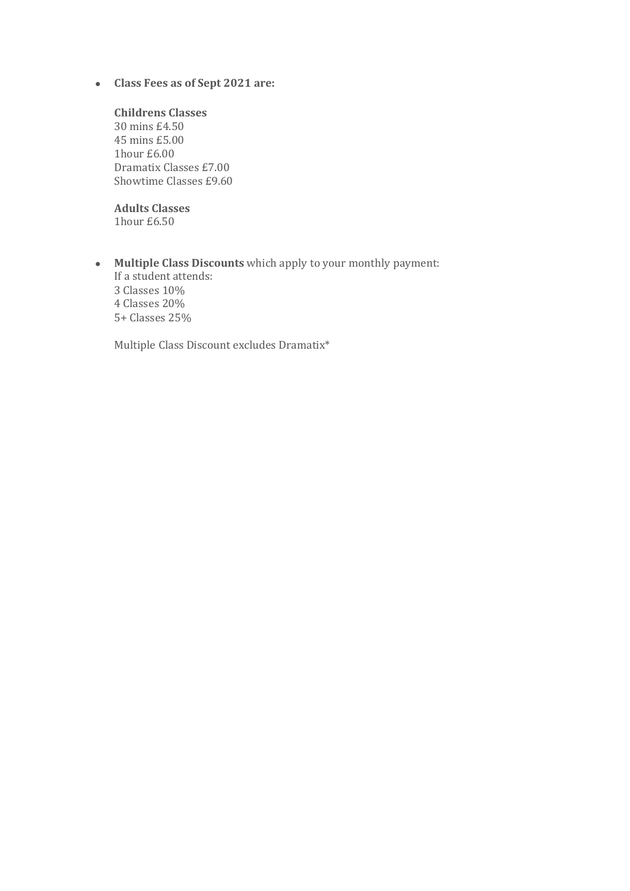- **Class Fees as of Sept 2021 are:**

  **Childrens Classes**
  30 mins £4.50
  45 mins £5.00
  1hour £6.00
  Dramatix Classes £7.00
  Showtime Classes £9.60

  **Adults Classes**
  1hour £6.50

- **Multiple Class Discounts** which apply to your monthly payment:
  If a student attends:
  3 Classes 10%
  4 Classes 20%
  5+ Classes 25%

  Multiple Class Discount excludes Dramatix*